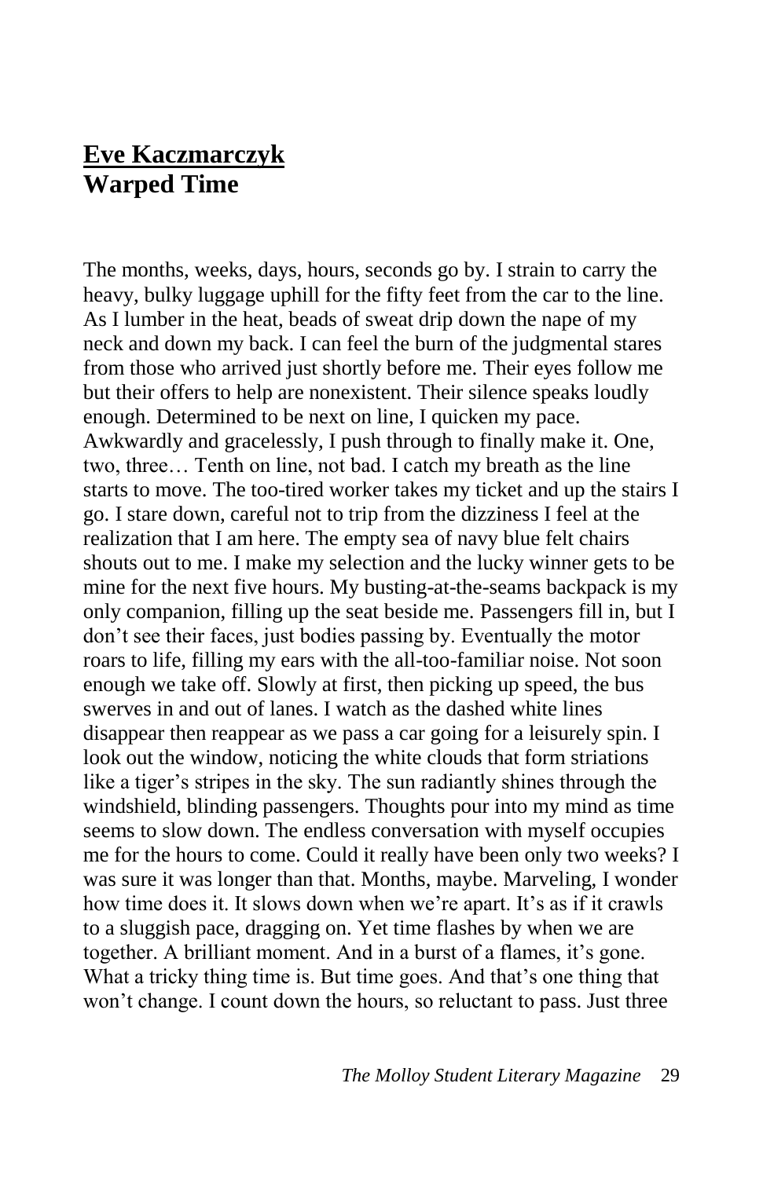## Eve Kaczmarczyk

## Warped Time

The months, weeks, days, hours, seconds go by. I strain to carry the heavy, bulky luggage uphill for the fifty feet from the car to the line. As I lumber in the heat, beads of sweat drip down the nape of my neck and down my back. I can feel the burn of the judgmental stares from those who arrived just shortly before me. Their eyes follow me but their offers to help are nonexistent. Their silence speaks loudly enough. Determined to be next on line, I quicken my pace. Awkwardly and gracelessly, I push through to finally make it. One, two, three… Tenth on line, not bad. I catch my breath as the line starts to move. The too-tired worker takes my ticket and up the stairs I go. I stare down, careful not to trip from the dizziness I feel at the realization that I am here. The empty sea of navy blue felt chairs shouts out to me. I make my selection and the lucky winner gets to be mine for the next five hours. My busting-at-the-seams backpack is my only companion, filling up the seat beside me. Passengers fill in, but I don't see their faces, just bodies passing by. Eventually the motor roars to life, filling my ears with the all-too-familiar noise. Not soon enough we take off. Slowly at first, then picking up speed, the bus swerves in and out of lanes. I watch as the dashed white lines disappear then reappear as we pass a car going for a leisurely spin. I look out the window, noticing the white clouds that form striations like a tiger's stripes in the sky. The sun radiantly shines through the windshield, blinding passengers. Thoughts pour into my mind as time seems to slow down. The endless conversation with myself occupies me for the hours to come. Could it really have been only two weeks? I was sure it was longer than that. Months, maybe. Marveling, I wonder how time does it. It slows down when we're apart. It's as if it crawls to a sluggish pace, dragging on. Yet time flashes by when we are together. A brilliant moment. And in a burst of a flames, it's gone. What a tricky thing time is. But time goes. And that's one thing that won't change. I count down the hours, so reluctant to pass. Just three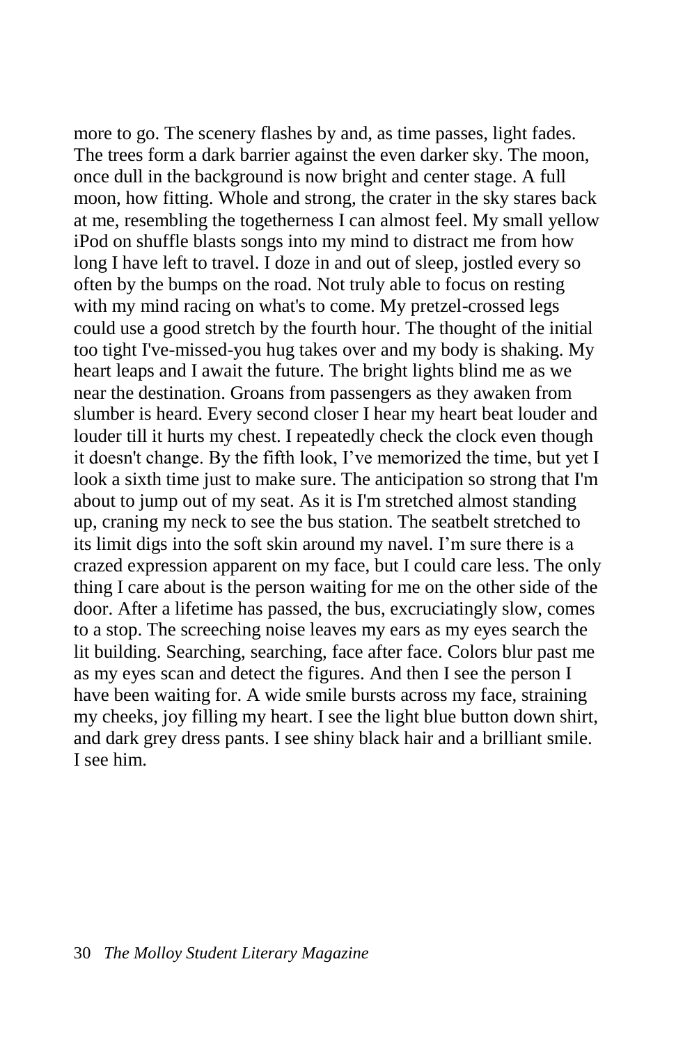more to go. The scenery flashes by and, as time passes, light fades. The trees form a dark barrier against the even darker sky. The moon, once dull in the background is now bright and center stage. A full moon, how fitting. Whole and strong, the crater in the sky stares back at me, resembling the togetherness I can almost feel. My small yellow iPod on shuffle blasts songs into my mind to distract me from how long I have left to travel. I doze in and out of sleep, jostled every so often by the bumps on the road. Not truly able to focus on resting with my mind racing on what's to come. My pretzel-crossed legs could use a good stretch by the fourth hour. The thought of the initial too tight I've-missed-you hug takes over and my body is shaking. My heart leaps and I await the future. The bright lights blind me as we near the destination. Groans from passengers as they awaken from slumber is heard. Every second closer I hear my heart beat louder and louder till it hurts my chest. I repeatedly check the clock even though it doesn't change. By the fifth look, I've memorized the time, but yet I look a sixth time just to make sure. The anticipation so strong that I'm about to jump out of my seat. As it is I'm stretched almost standing up, craning my neck to see the bus station. The seatbelt stretched to its limit digs into the soft skin around my navel. I'm sure there is a crazed expression apparent on my face, but I could care less. The only thing I care about is the person waiting for me on the other side of the door. After a lifetime has passed, the bus, excruciatingly slow, comes to a stop. The screeching noise leaves my ears as my eyes search the lit building. Searching, searching, face after face. Colors blur past me as my eyes scan and detect the figures. And then I see the person I have been waiting for. A wide smile bursts across my face, straining my cheeks, joy filling my heart. I see the light blue button down shirt, and dark grey dress pants. I see shiny black hair and a brilliant smile. I see him.